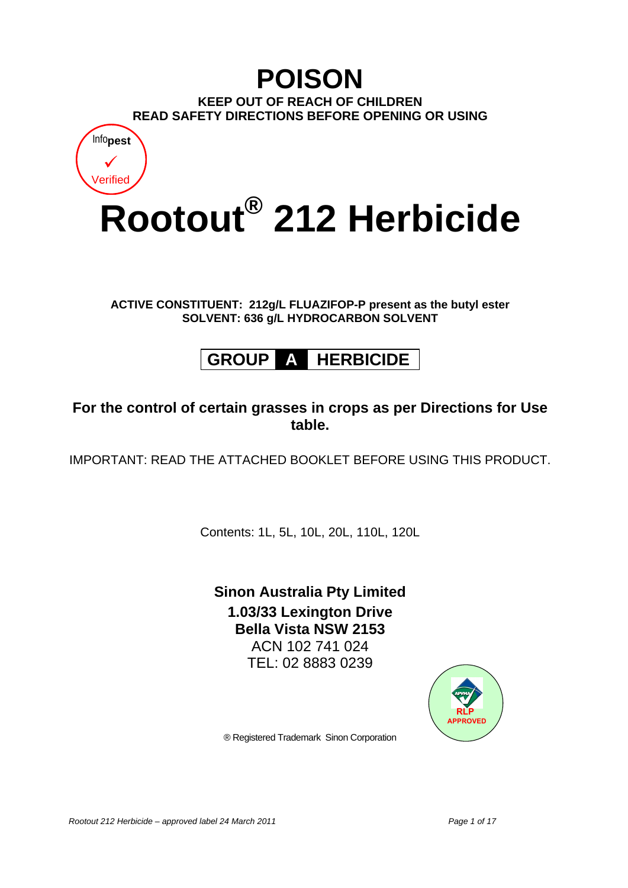# POISON

**KEEP OUT OF REACH OF CHILDREN**
**READ SAFETY DIRECTIONS BEFORE OPENING OR USING**

Infopest ✓ Verified

# Rootout® 212 Herbicide

**ACTIVE CONSTITUENT: 212g/L FLUAZIFOP-P present as the butyl ester**
**SOLVENT: 636 g/L HYDROCARBON SOLVENT**

## GROUP A HERBICIDE

### For the control of certain grasses in crops as per Directions for Use table.

IMPORTANT: READ THE ATTACHED BOOKLET BEFORE USING THIS PRODUCT.

Contents: 1L, 5L, 10L, 20L, 110L, 120L

**Sinon Australia Pty Limited**
**1.03/33 Lexington Drive**
**Bella Vista NSW 2153**
ACN 102 741 024
TEL: 02 8883 0239

APVMA RLP APPROVED

® Registered Trademark Sinon Corporation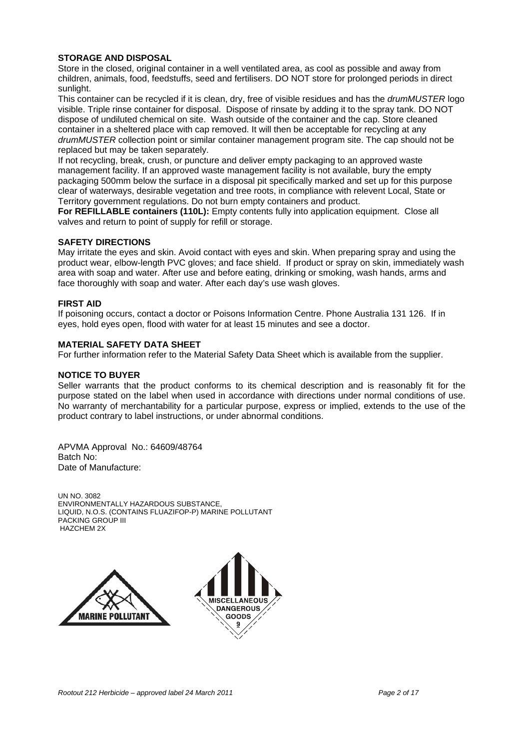**STORAGE AND DISPOSAL**

Store in the closed, original container in a well ventilated area, as cool as possible and away from children, animals, food, feedstuffs, seed and fertilisers. DO NOT store for prolonged periods in direct sunlight.

This container can be recycled if it is clean, dry, free of visible residues and has the *drumMUSTER* logo visible. Triple rinse container for disposal. Dispose of rinsate by adding it to the spray tank. DO NOT dispose of undiluted chemical on site. Wash outside of the container and the cap. Store cleaned container in a sheltered place with cap removed. It will then be acceptable for recycling at any *drumMUSTER* collection point or similar container management program site. The cap should not be replaced but may be taken separately.

If not recycling, break, crush, or puncture and deliver empty packaging to an approved waste management facility. If an approved waste management facility is not available, bury the empty packaging 500mm below the surface in a disposal pit specifically marked and set up for this purpose clear of waterways, desirable vegetation and tree roots, in compliance with relevent Local, State or Territory government regulations. Do not burn empty containers and product.

**For REFILLABLE containers (110L):** Empty contents fully into application equipment. Close all valves and return to point of supply for refill or storage.

**SAFETY DIRECTIONS**

May irritate the eyes and skin. Avoid contact with eyes and skin. When preparing spray and using the product wear, elbow-length PVC gloves; and face shield. If product or spray on skin, immediately wash area with soap and water. After use and before eating, drinking or smoking, wash hands, arms and face thoroughly with soap and water. After each day's use wash gloves.

**FIRST AID**

If poisoning occurs, contact a doctor or Poisons Information Centre. Phone Australia 131 126. If in eyes, hold eyes open, flood with water for at least 15 minutes and see a doctor.

**MATERIAL SAFETY DATA SHEET**

For further information refer to the Material Safety Data Sheet which is available from the supplier.

**NOTICE TO BUYER**

Seller warrants that the product conforms to its chemical description and is reasonably fit for the purpose stated on the label when used in accordance with directions under normal conditions of use. No warranty of merchantability for a particular purpose, express or implied, extends to the use of the product contrary to label instructions, or under abnormal conditions.

APVMA Approval No.: 64609/48764
Batch No:
Date of Manufacture:

UN NO. 3082
ENVIRONMENTALLY HAZARDOUS SUBSTANCE,
LIQUID, N.O.S. (CONTAINS FLUAZIFOP-P) MARINE POLLUTANT
PACKING GROUP III
HAZCHEM 2X

MARINE POLLUTANT

MISCELLANEOUS DANGEROUS GOODS 9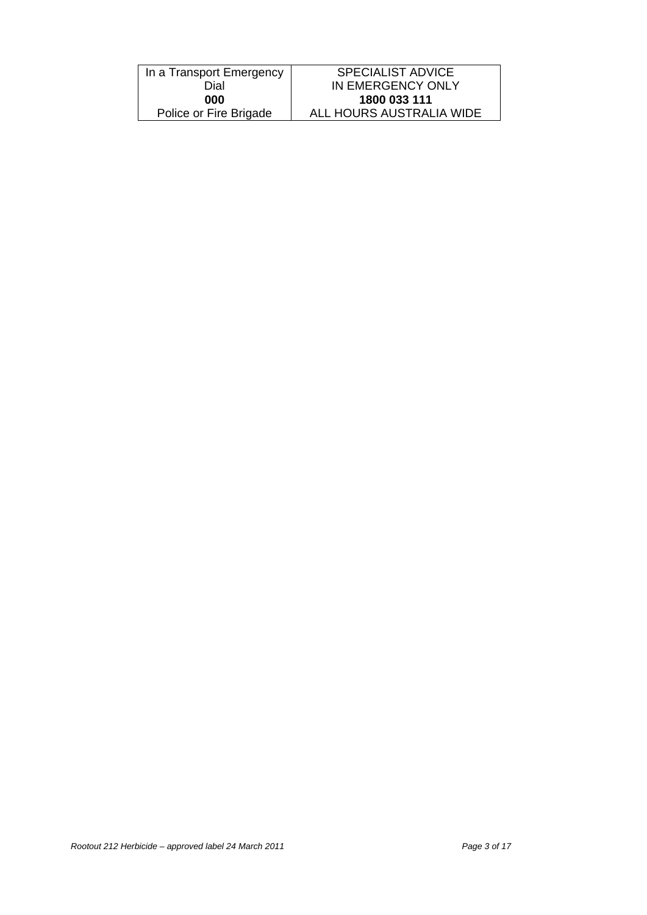| In a Transport Emergency<br>Dial<br>**000**<br>Police or Fire Brigade | SPECIALIST ADVICE<br>IN EMERGENCY ONLY<br>**1800 033 111**<br>ALL HOURS AUSTRALIA WIDE |
|---|---|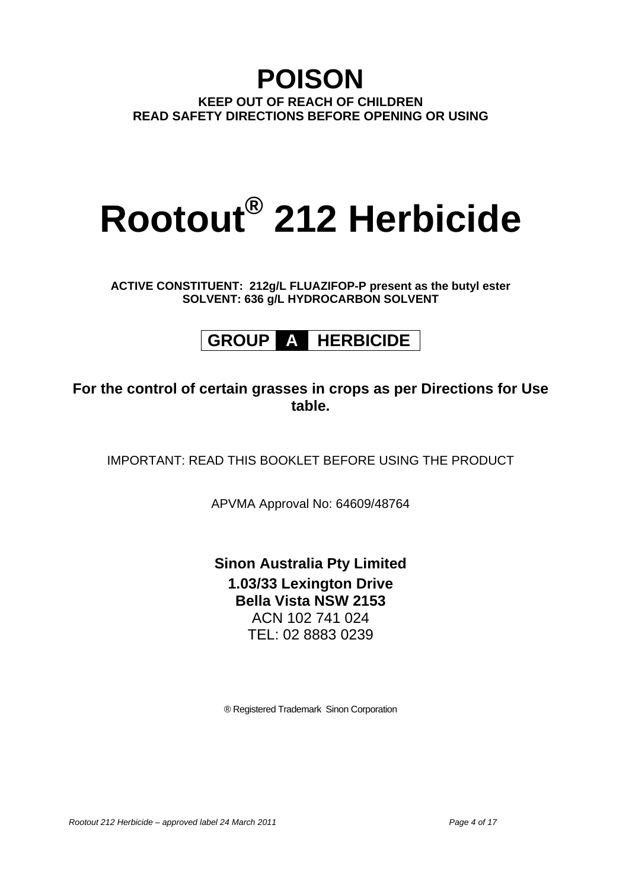# POISON

**KEEP OUT OF REACH OF CHILDREN**
**READ SAFETY DIRECTIONS BEFORE OPENING OR USING**

# Rootout® 212 Herbicide

**ACTIVE CONSTITUENT: 212g/L FLUAZIFOP-P present as the butyl ester**
**SOLVENT: 636 g/L HYDROCARBON SOLVENT**

| GROUP | A | HERBICIDE |
|---|---|---|

**For the control of certain grasses in crops as per Directions for Use table.**

IMPORTANT: READ THIS BOOKLET BEFORE USING THE PRODUCT

APVMA Approval No: 64609/48764

**Sinon Australia Pty Limited**
**1.03/33 Lexington Drive**
**Bella Vista NSW 2153**
ACN 102 741 024
TEL: 02 8883 0239

® Registered Trademark Sinon Corporation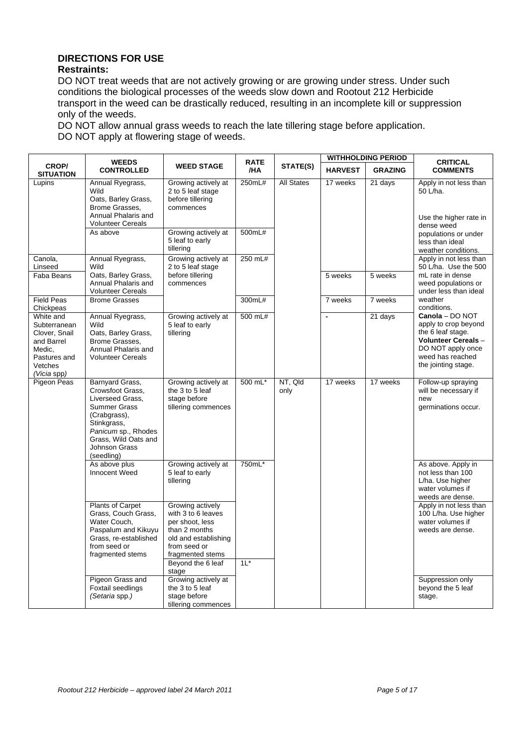## DIRECTIONS FOR USE

### Restraints:

DO NOT treat weeds that are not actively growing or are growing under stress. Under such conditions the biological processes of the weeds slow down and Rootout 212 Herbicide transport in the weed can be drastically reduced, resulting in an incomplete kill or suppression only of the weeds.

DO NOT allow annual grass weeds to reach the late tillering stage before application.

DO NOT apply at flowering stage of weeds.

| CROP/ SITUATION | WEEDS CONTROLLED | WEED STAGE | RATE /HA | STATE(S) | WITHHOLDING PERIOD | | CRITICAL COMMENTS |
|---|---|---|---|---|---|---|---|
| | | | | | HARVEST | GRAZING | |
| Lupins | Annual Ryegrass, Wild Oats, Barley Grass, Brome Grasses, Annual Phalaris and Volunteer Cereals | Growing actively at 2 to 5 leaf stage before tillering commences | 250mL# | All States | 17 weeks | 21 days | Apply in not less than 50 L/ha. Use the higher rate in dense weed populations or under less than ideal weather conditions. |
| | As above | Growing actively at 5 leaf to early tillering | 500mL# | | | | |
| Canola, Linseed | Annual Ryegrass, Wild Oats, Barley Grass, Annual Phalaris and Volunteer Cereals Brome Grasses | Growing actively at 2 to 5 leaf stage before tillering commences | 250 mL# | | | | Apply in not less than 50 L/ha. Use the 500 mL rate in dense weed populations or under less than ideal weather conditions. **Canola** – DO NOT apply to crop beyond the 6 leaf stage. **Volunteer Cereals** – DO NOT apply once weed has reached the jointing stage. |
| Faba Beans | | | | | 5 weeks | 5 weeks | |
| Field Peas Chickpeas | | | 300mL# | | 7 weeks | 7 weeks | |
| White and Subterranean Clover, Snail and Barrel Medic, Pastures and Vetches (*Vicia* spp) | Annual Ryegrass, Wild Oats, Barley Grass, Brome Grasses, Annual Phalaris and Volunteer Cereals | Growing actively at 5 leaf to early tillering | 500 mL# | | - | 21 days | |
| Pigeon Peas | Barnyard Grass, Crowsfoot Grass, Liverseed Grass, Summer Grass (Crabgrass), Stinkgrass, *Panicum* sp., Rhodes Grass, Wild Oats and Johnson Grass (seedling) | Growing actively at the 3 to 5 leaf stage before tillering commences | 500 mL* | NT, Qld only | 17 weeks | 17 weeks | Follow-up spraying will be necessary if new germinations occur. |
| | As above plus Innocent Weed | Growing actively at 5 leaf to early tillering | 750mL* | | | | As above. Apply in not less than 100 L/ha. Use higher water volumes if weeds are dense. |
| | Plants of Carpet Grass, Couch Grass, Water Couch, Paspalum and Kikuyu Grass, re-established from seed or fragmented stems | Growing actively with 3 to 6 leaves per shoot, less than 2 months old and establishing from seed or fragmented stems | | | | | Apply in not less than 100 L/ha. Use higher water volumes if weeds are dense. |
| | | Beyond the 6 leaf stage | 1L* | | | | |
| | Pigeon Grass and Foxtail seedlings (*Setaria* spp.) | Growing actively at the 3 to 5 leaf stage before tillering commences | | | | | Suppression only beyond the 5 leaf stage. |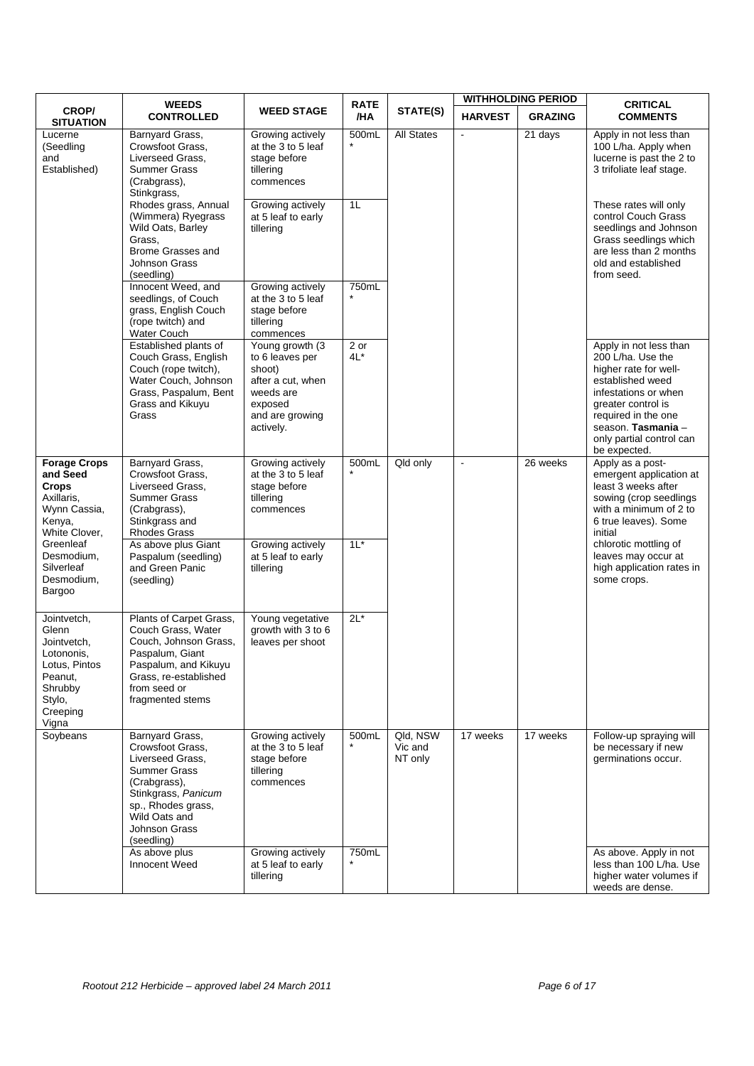| CROP/ SITUATION | WEEDS CONTROLLED | WEED STAGE | RATE /HA | STATE(S) | WITHHOLDING PERIOD | | CRITICAL COMMENTS |
|---|---|---|---|---|---|---|---|
| | | | | | HARVEST | GRAZING | |
| Lucerne (Seedling and Established) | Barnyard Grass, Crowsfoot Grass, Liverseed Grass, Summer Grass (Crabgrass), Stinkgrass, | Growing actively at the 3 to 5 leaf stage before tillering commences | 500mL * | All States | - | 21 days | Apply in not less than 100 L/ha. Apply when lucerne is past the 2 to 3 trifoliate leaf stage. |
| | Rhodes grass, Annual (Wimmera) Ryegrass Wild Oats, Barley Grass, Brome Grasses and Johnson Grass (seedling) | Growing actively at 5 leaf to early tillering | 1L | | | | These rates will only control Couch Grass seedlings and Johnson Grass seedlings which are less than 2 months old and established from seed. |
| | Innocent Weed, and seedlings, of Couch grass, English Couch (rope twitch) and Water Couch | Growing actively at the 3 to 5 leaf stage before tillering commences | 750mL * | | | | |
| | Established plants of Couch Grass, English Couch (rope twitch), Water Couch, Johnson Grass, Paspalum, Bent Grass and Kikuyu Grass | Young growth (3 to 6 leaves per shoot) after a cut, when weeds are exposed and are growing actively. | 2 or 4L* | | | | Apply in not less than 200 L/ha. Use the higher rate for well-established weed infestations or when greater control is required in the one season. **Tasmania** – only partial control can be expected. |
| **Forage Crops and Seed Crops** Axillaris, Wynn Cassia, Kenya, White Clover, Greenleaf Desmodium, Silverleaf Desmodium, Bargoo | Barnyard Grass, Crowsfoot Grass, Liverseed Grass, Summer Grass (Crabgrass), Stinkgrass and Rhodes Grass | Growing actively at the 3 to 5 leaf stage before tillering commences | 500mL * | Qld only | - | 26 weeks | Apply as a post-emergent application at least 3 weeks after sowing (crop seedlings with a minimum of 2 to 6 true leaves). Some initial chlorotic mottling of leaves may occur at high application rates in some crops. |
| | As above plus Giant Paspalum (seedling) and Green Panic (seedling) | Growing actively at 5 leaf to early tillering | 1L* | | | | |
| Jointvetch, Glenn Jointvetch, Lotononis, Lotus, Pintos Peanut, Shrubby Stylo, Creeping Vigna | Plants of Carpet Grass, Couch Grass, Water Couch, Johnson Grass, Paspalum, Giant Paspalum, and Kikuyu Grass, re-established from seed or fragmented stems | Young vegetative growth with 3 to 6 leaves per shoot | 2L* | | | | |
| Soybeans | Barnyard Grass, Crowsfoot Grass, Liverseed Grass, Summer Grass (Crabgrass), Stinkgrass, *Panicum* sp., Rhodes grass, Wild Oats and Johnson Grass (seedling) | Growing actively at the 3 to 5 leaf stage before tillering commences | 500mL * | Qld, NSW Vic and NT only | 17 weeks | 17 weeks | Follow-up spraying will be necessary if new germinations occur. |
| | As above plus Innocent Weed | Growing actively at 5 leaf to early tillering | 750mL * | | | | As above. Apply in not less than 100 L/ha. Use higher water volumes if weeds are dense. |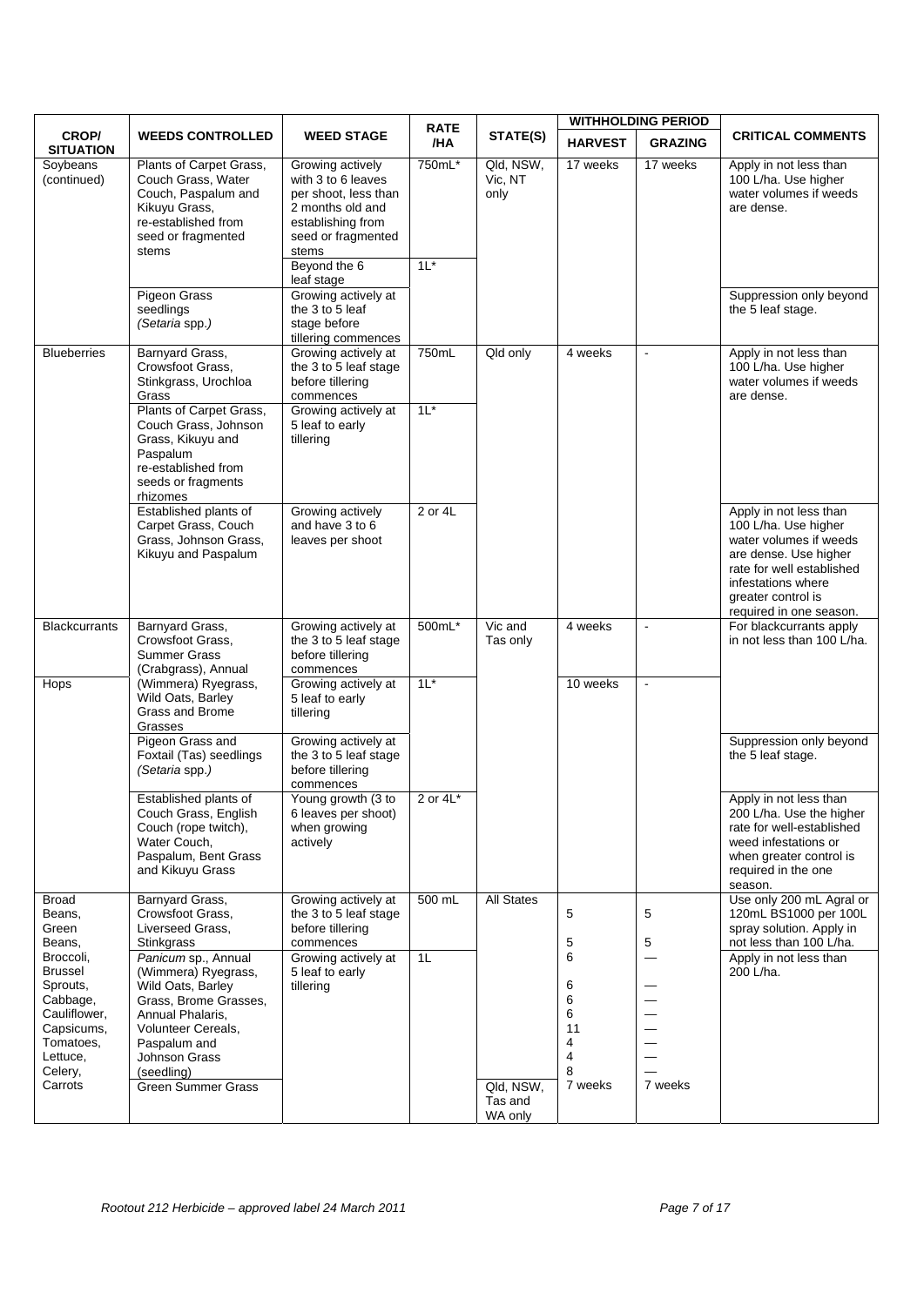| CROP/ SITUATION | WEEDS CONTROLLED | WEED STAGE | RATE /HA | STATE(S) | WITHHOLDING PERIOD | | CRITICAL COMMENTS |
|---|---|---|---|---|---|---|---|
| | | | | | HARVEST | GRAZING | |
| Soybeans (continued) | Plants of Carpet Grass, Couch Grass, Water Couch, Paspalum and Kikuyu Grass, re-established from seed or fragmented stems | Growing actively with 3 to 6 leaves per shoot, less than 2 months old and establishing from seed or fragmented stems | 750mL* | Qld, NSW, Vic, NT only | 17 weeks | 17 weeks | Apply in not less than 100 L/ha. Use higher water volumes if weeds are dense. |
| | | Beyond the 6 leaf stage | 1L* | | | | |
| | Pigeon Grass seedlings *(Setaria* spp.*)* | Growing actively at the 3 to 5 leaf stage before tillering commences | | | | | Suppression only beyond the 5 leaf stage. |
| Blueberries | Barnyard Grass, Crowsfoot Grass, Stinkgrass, Urochloa Grass | Growing actively at the 3 to 5 leaf stage before tillering commences | 750mL | Qld only | 4 weeks | - | Apply in not less than 100 L/ha. Use higher water volumes if weeds are dense. |
| | Plants of Carpet Grass, Couch Grass, Johnson Grass, Kikuyu and Paspalum re-established from seeds or fragments rhizomes | Growing actively at 5 leaf to early tillering | 1L* | | | | |
| | Established plants of Carpet Grass, Couch Grass, Johnson Grass, Kikuyu and Paspalum | Growing actively and have 3 to 6 leaves per shoot | 2 or 4L | | | | Apply in not less than 100 L/ha. Use higher water volumes if weeds are dense. Use higher rate for well established infestations where greater control is required in one season. |
| Blackcurrants | Barnyard Grass, Crowsfoot Grass, Summer Grass (Crabgrass), Annual | Growing actively at the 3 to 5 leaf stage before tillering commences | 500mL* | Vic and Tas only | 4 weeks | - | For blackcurrants apply in not less than 100 L/ha. |
| Hops | (Wimmera) Ryegrass, Wild Oats, Barley Grass and Brome Grasses | Growing actively at 5 leaf to early tillering | 1L* | | 10 weeks | - | |
| | Pigeon Grass and Foxtail (Tas) seedlings *(Setaria* spp.*)* | Growing actively at the 3 to 5 leaf stage before tillering commences | | | | | Suppression only beyond the 5 leaf stage. |
| | Established plants of Couch Grass, English Couch (rope twitch), Water Couch, Paspalum, Bent Grass and Kikuyu Grass | Young growth (3 to 6 leaves per shoot) when growing actively | 2 or 4L* | | | | Apply in not less than 200 L/ha. Use the higher rate for well-established weed infestations or when greater control is required in the one season. |
| Broad Beans, Green Beans, | Barnyard Grass, Crowsfoot Grass, Liverseed Grass, Stinkgrass | Growing actively at the 3 to 5 leaf stage before tillering commences | 500 mL | All States | 5<br>5 | 5<br>5 | Use only 200 mL Agral or 120mL BS1000 per 100L spray solution. Apply in not less than 100 L/ha. |
| Broccoli, Brussel Sprouts, Cabbage, Cauliflower, Capsicums, Tomatoes, Lettuce, Celery, | *Panicum* sp., Annual (Wimmera) Ryegrass, Wild Oats, Barley Grass, Brome Grasses, Annual Phalaris, Volunteer Cereals, Paspalum and Johnson Grass (seedling) | Growing actively at 5 leaf to early tillering | 1L | | 6<br>6<br>6<br>6<br>11<br>4<br>4<br>8 | —<br>—<br>—<br>—<br>—<br>—<br>—<br>— | Apply in not less than 200 L/ha. |
| Carrots | Green Summer Grass | | | Qld, NSW, Tas and WA only | 7 weeks | 7 weeks | |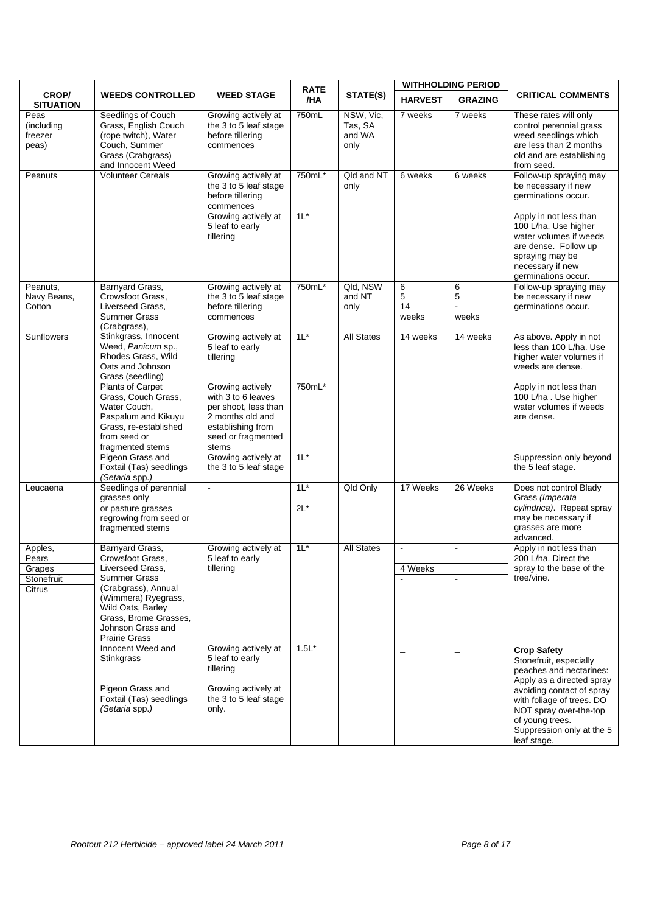| CROP/ SITUATION | WEEDS CONTROLLED | WEED STAGE | RATE /HA | STATE(S) | WITHHOLDING PERIOD | | CRITICAL COMMENTS |
|---|---|---|---|---|---|---|---|
| | | | | | HARVEST | GRAZING | |
| Peas (including freezer peas) | Seedlings of Couch Grass, English Couch (rope twitch), Water Couch, Summer Grass (Crabgrass) and Innocent Weed | Growing actively at the 3 to 5 leaf stage before tillering commences | 750mL | NSW, Vic, Tas, SA and WA only | 7 weeks | 7 weeks | These rates will only control perennial grass weed seedlings which are less than 2 months old and are establishing from seed. |
| Peanuts | Volunteer Cereals | Growing actively at the 3 to 5 leaf stage before tillering commences | 750mL* | Qld and NT only | 6 weeks | 6 weeks | Follow-up spraying may be necessary if new germinations occur. |
| | | Growing actively at 5 leaf to early tillering | 1L* | | | | Apply in not less than 100 L/ha. Use higher water volumes if weeds are dense. Follow up spraying may be necessary if new germinations occur. |
| Peanuts, Navy Beans, Cotton | Barnyard Grass, Crowsfoot Grass, Liverseed Grass, Summer Grass (Crabgrass), | Growing actively at the 3 to 5 leaf stage before tillering commences | 750mL* | Qld, NSW and NT only | 6<br>5<br>14<br>weeks | 6<br>5<br>-<br>weeks | Follow-up spraying may be necessary if new germinations occur. |
| Sunflowers | Stinkgrass, Innocent Weed, *Panicum* sp., Rhodes Grass, Wild Oats and Johnson Grass (seedling) | Growing actively at 5 leaf to early tillering | 1L* | All States | 14 weeks | 14 weeks | As above. Apply in not less than 100 L/ha. Use higher water volumes if weeds are dense. |
| | Plants of Carpet Grass, Couch Grass, Water Couch, Paspalum and Kikuyu Grass, re-established from seed or fragmented stems | Growing actively with 3 to 6 leaves per shoot, less than 2 months old and establishing from seed or fragmented stems | 750mL* | | | | Apply in not less than 100 L/ha . Use higher water volumes if weeds are dense. |
| | Pigeon Grass and Foxtail (Tas) seedlings *(Setaria* spp.*)* | Growing actively at the 3 to 5 leaf stage | 1L* | | | | Suppression only beyond the 5 leaf stage. |
| Leucaena | Seedlings of perennial grasses only | - | 1L* | Qld Only | 17 Weeks | 26 Weeks | Does not control Blady Grass *(Imperata cylindrica)*. Repeat spray may be necessary if grasses are more advanced. |
| | or pasture grasses regrowing from seed or fragmented stems | | 2L* | | | | |
| Apples, Pears | Barnyard Grass, Crowsfoot Grass, Liverseed Grass, Summer Grass (Crabgrass), Annual (Wimmera) Ryegrass, Wild Oats, Barley Grass, Brome Grasses, Johnson Grass and Prairie Grass | Growing actively at 5 leaf to early tillering | 1L* | All States | - | - | Apply in not less than 200 L/ha. Direct the spray to the base of the tree/vine. |
| Grapes | | | | | 4 Weeks | | |
| Stonefruit Citrus | | | | | - | - | |
| | Innocent Weed and Stinkgrass | Growing actively at 5 leaf to early tillering | 1.5L* | | – | – | **Crop Safety**<br>Stonefruit, especially peaches and nectarines: Apply as a directed spray avoiding contact of spray with foliage of trees. DO NOT spray over-the-top of young trees. |
| | Pigeon Grass and Foxtail (Tas) seedlings *(Setaria* spp.*)* | Growing actively at the 3 to 5 leaf stage only. | | | | | Suppression only at the 5 leaf stage. |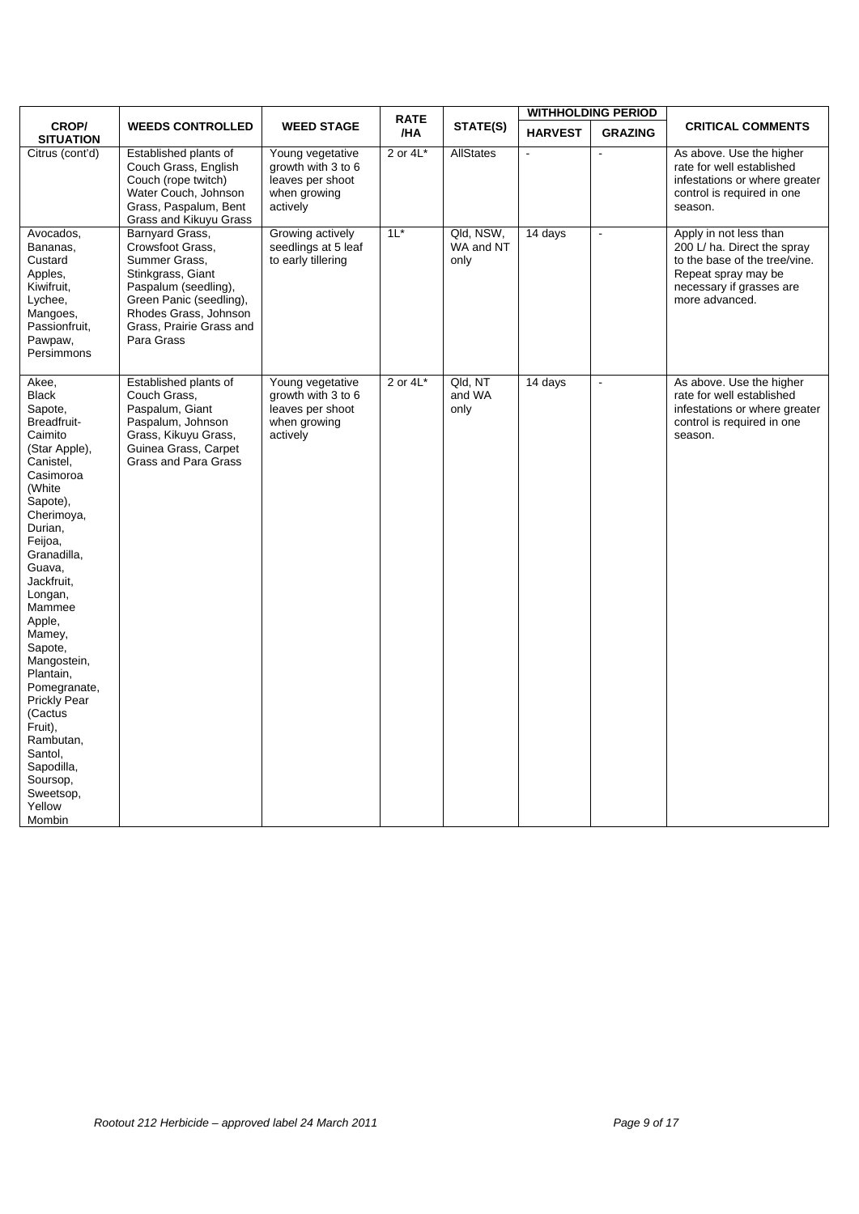| CROP/ SITUATION | WEEDS CONTROLLED | WEED STAGE | RATE /HA | STATE(S) | WITHHOLDING PERIOD | | CRITICAL COMMENTS |
|---|---|---|---|---|---|---|---|
| | | | | | HARVEST | GRAZING | |
| Citrus (cont'd) | Established plants of Couch Grass, English Couch (rope twitch) Water Couch, Johnson Grass, Paspalum, Bent Grass and Kikuyu Grass | Young vegetative growth with 3 to 6 leaves per shoot when growing actively | 2 or 4L* | AllStates | - | - | As above. Use the higher rate for well established infestations or where greater control is required in one season. |
| Avocados, Bananas, Custard Apples, Kiwifruit, Lychee, Mangoes, Passionfruit, Pawpaw, Persimmons | Barnyard Grass, Crowsfoot Grass, Summer Grass, Stinkgrass, Giant Paspalum (seedling), Green Panic (seedling), Rhodes Grass, Johnson Grass, Prairie Grass and Para Grass | Growing actively seedlings at 5 leaf to early tillering | 1L* | Qld, NSW, WA and NT only | 14 days | - | Apply in not less than 200 L/ ha. Direct the spray to the base of the tree/vine. Repeat spray may be necessary if grasses are more advanced. |
| Akee, Black Sapote, Breadfruit-Caimito (Star Apple), Canistel, Casimoroa (White Sapote), Cherimoya, Durian, Feijoa, Granadilla, Guava, Jackfruit, Longan, Mammee Apple, Mamey, Sapote, Mangostein, Plantain, Pomegranate, Prickly Pear (Cactus Fruit), Rambutan, Santol, Sapodilla, Soursop, Sweetsop, Yellow Mombin | Established plants of Couch Grass, Paspalum, Giant Paspalum, Johnson Grass, Kikuyu Grass, Guinea Grass, Carpet Grass and Para Grass | Young vegetative growth with 3 to 6 leaves per shoot when growing actively | 2 or 4L* | Qld, NT and WA only | 14 days | - | As above. Use the higher rate for well established infestations or where greater control is required in one season. |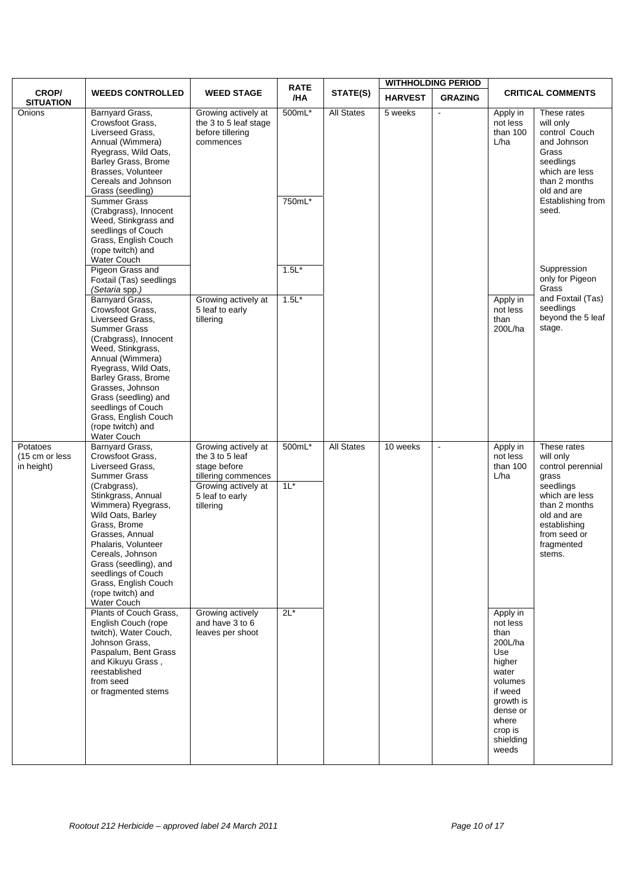| CROP/ SITUATION | WEEDS CONTROLLED | WEED STAGE | RATE /HA | STATE(S) | WITHHOLDING PERIOD | | CRITICAL COMMENTS | |
|---|---|---|---|---|---|---|---|---|
| | | | | | HARVEST | GRAZING | | |
| Onions | Barnyard Grass, Crowsfoot Grass, Liverseed Grass, Annual (Wimmera) Ryegrass, Wild Oats, Barley Grass, Brome Brasses, Volunteer Cereals and Johnson Grass (seedling) | Growing actively at the 3 to 5 leaf stage before tillering commences | 500mL* | All States | 5 weeks | - | Apply in not less than 100 L/ha | These rates will only control Couch and Johnson Grass seedlings which are less than 2 months old and are Establishing from seed. |
| | Summer Grass (Crabgrass), Innocent Weed, Stinkgrass and seedlings of Couch Grass, English Couch (rope twitch) and Water Couch | | 750mL* | | | | | |
| | Pigeon Grass and Foxtail (Tas) seedlings (*Setaria* spp.) | | 1.5L* | | | | | Suppression only for Pigeon Grass and Foxtail (Tas) seedlings beyond the 5 leaf stage. |
| | Barnyard Grass, Crowsfoot Grass, Liverseed Grass, Summer Grass (Crabgrass), Innocent Weed, Stinkgrass, Annual (Wimmera) Ryegrass, Wild Oats, Barley Grass, Brome Grasses, Johnson Grass (seedling) and seedlings of Couch Grass, English Couch (rope twitch) and Water Couch | Growing actively at 5 leaf to early tillering | 1.5L* | | | | Apply in not less than 200L/ha | |
| Potatoes (15 cm or less in height) | Barnyard Grass, Crowsfoot Grass, Liverseed Grass, Summer Grass (Crabgrass), Stinkgrass, Annual Wimmera) Ryegrass, Wild Oats, Barley Grass, Brome Grasses, Annual Phalaris, Volunteer Cereals, Johnson Grass (seedling), and seedlings of Couch Grass, English Couch (rope twitch) and Water Couch | Growing actively at the 3 to 5 leaf stage before tillering commences | 500mL* | All States | 10 weeks | - | Apply in not less than 100 L/ha | These rates will only control perennial grass seedlings which are less than 2 months old and are establishing from seed or fragmented stems. |
| | | Growing actively at 5 leaf to early tillering | 1L* | | | | | |
| | Plants of Couch Grass, English Couch (rope twitch), Water Couch, Johnson Grass, Paspalum, Bent Grass and Kikuyu Grass , reestablished from seed or fragmented stems | Growing actively and have 3 to 6 leaves per shoot | 2L* | | | | Apply in not less than 200L/ha Use higher water volumes if weed growth is dense or where crop is shielding weeds | |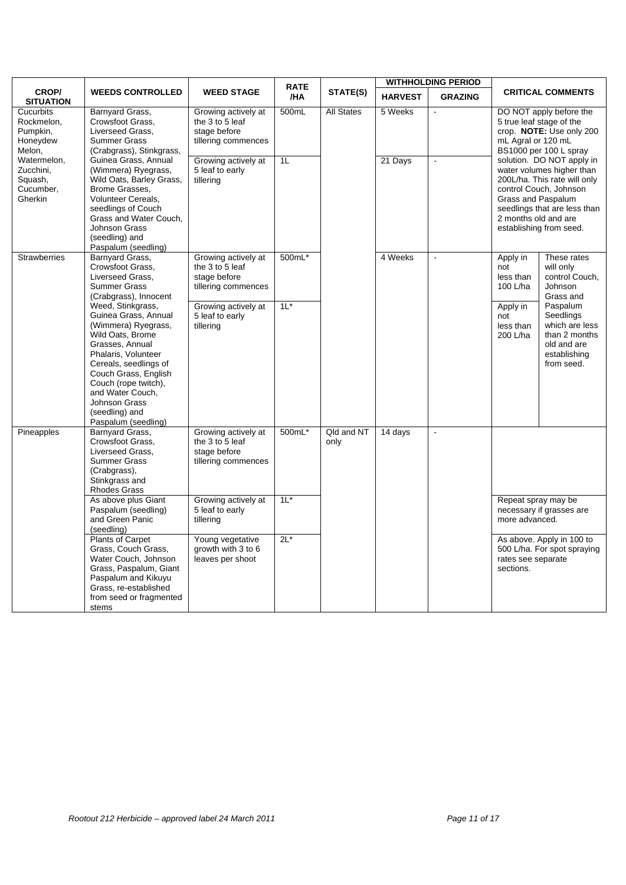| CROP/ SITUATION | WEEDS CONTROLLED | WEED STAGE | RATE /HA | STATE(S) | WITHHOLDING PERIOD | | CRITICAL COMMENTS | |
|---|---|---|---|---|---|---|---|---|
| | | | | | HARVEST | GRAZING | | |
| Cucurbits Rockmelon, Pumpkin, Honeydew Melon, Watermelon, Zucchini, Squash, Cucumber, Gherkin | Barnyard Grass, Crowsfoot Grass, Liverseed Grass, Summer Grass (Crabgrass), Stinkgrass, Guinea Grass, Annual (Wimmera) Ryegrass, Wild Oats, Barley Grass, Brome Grasses, Volunteer Cereals, seedlings of Couch Grass and Water Couch, Johnson Grass (seedling) and Paspalum (seedling) | Growing actively at the 3 to 5 leaf stage before tillering commences | 500mL | All States | 5 Weeks | - | DO NOT apply before the 5 true leaf stage of the crop. **NOTE:** Use only 200 mL Agral or 120 mL BS1000 per 100 L spray solution. DO NOT apply in water volumes higher than 200L/ha. This rate will only control Couch, Johnson Grass and Paspalum seedlings that are less than 2 months old and are establishing from seed. | |
| | | Growing actively at 5 leaf to early tillering | 1L | | 21 Days | - | | |
| Strawberries | Barnyard Grass, Crowsfoot Grass, Liverseed Grass, Summer Grass (Crabgrass), Innocent Weed, Stinkgrass, Guinea Grass, Annual (Wimmera) Ryegrass, Wild Oats, Brome Grasses, Annual Phalaris, Volunteer Cereals, seedlings of Couch Grass, English Couch (rope twitch), and Water Couch, Johnson Grass (seedling) and Paspalum (seedling) | Growing actively at the 3 to 5 leaf stage before tillering commences | 500mL* | | 4 Weeks | - | Apply in not less than 100 L/ha | These rates will only control Couch, Johnson Grass and Paspalum Seedlings which are less than 2 months old and are establishing from seed. |
| | | Growing actively at 5 leaf to early tillering | 1L* | | | | Apply in not less than 200 L/ha | |
| Pineapples | Barnyard Grass, Crowsfoot Grass, Liverseed Grass, Summer Grass (Crabgrass), Stinkgrass and Rhodes Grass | Growing actively at the 3 to 5 leaf stage before tillering commences | 500mL* | Qld and NT only | 14 days | - | | |
| | As above plus Giant Paspalum (seedling) and Green Panic (seedling) | Growing actively at 5 leaf to early tillering | 1L* | | | | Repeat spray may be necessary if grasses are more advanced. | |
| | Plants of Carpet Grass, Couch Grass, Water Couch, Johnson Grass, Paspalum, Giant Paspalum and Kikuyu Grass, re-established from seed or fragmented stems | Young vegetative growth with 3 to 6 leaves per shoot | 2L* | | | | As above. Apply in 100 to 500 L/ha. For spot spraying rates see separate sections. | |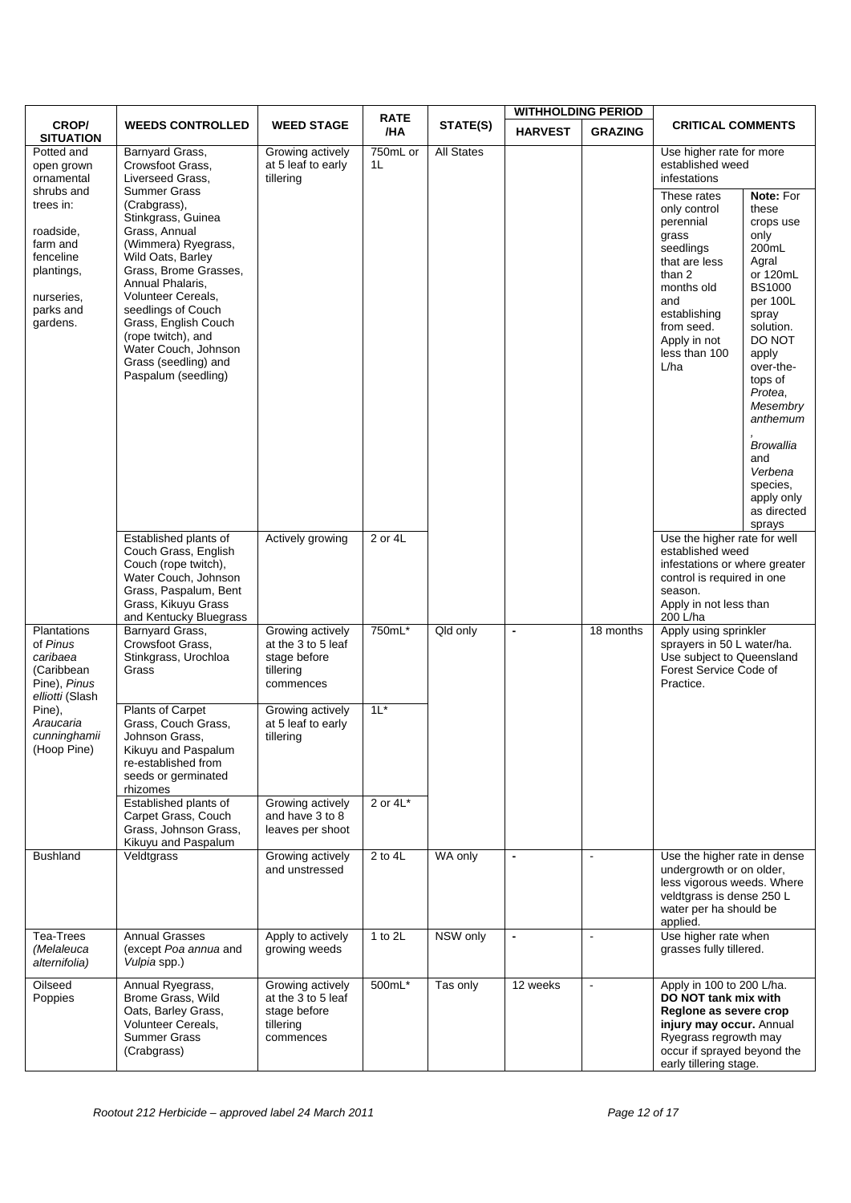| CROP/ SITUATION | WEEDS CONTROLLED | WEED STAGE | RATE /HA | STATE(S) | WITHHOLDING PERIOD | | CRITICAL COMMENTS |
|---|---|---|---|---|---|---|---|
| | | | | | HARVEST | GRAZING | |
| Potted and open grown ornamental shrubs and trees in: roadside, farm and fenceline plantings, nurseries, parks and gardens. | Barnyard Grass, Crowsfoot Grass, Liverseed Grass, Summer Grass (Crabgrass), Stinkgrass, Guinea Grass, Annual (Wimmera) Ryegrass, Wild Oats, Barley Grass, Brome Grasses, Annual Phalaris, Volunteer Cereals, seedlings of Couch Grass, English Couch (rope twitch), and Water Couch, Johnson Grass (seedling) and Paspalum (seedling) | Growing actively at 5 leaf to early tillering | 750mL or 1L | All States | | | Use higher rate for more established weed infestations. These rates only control perennial grass seedlings that are less than 2 months old and establishing from seed. Apply in not less than 100 L/ha. **Note:** For these crops use only 200mL Agral or 120mL BS1000 per 100L spray solution. DO NOT apply over-the-tops of *Protea*, *Mesembryanthemum*, *Browallia* and *Verbena* species, apply only as directed sprays |
| | Established plants of Couch Grass, English Couch (rope twitch), Water Couch, Johnson Grass, Paspalum, Bent Grass, Kikuyu Grass and Kentucky Bluegrass | Actively growing | 2 or 4L | | | | Use the higher rate for well established weed infestations or where greater control is required in one season. Apply in not less than 200 L/ha |
| Plantations of *Pinus caribaea* (Caribbean Pine), *Pinus elliotti* (Slash Pine), *Araucaria cunninghamii* (Hoop Pine) | Barnyard Grass, Crowsfoot Grass, Stinkgrass, Urochloa Grass | Growing actively at the 3 to 5 leaf stage before tillering commences | 750mL* | Qld only | - | 18 months | Apply using sprinkler sprayers in 50 L water/ha. Use subject to Queensland Forest Service Code of Practice. |
| | Plants of Carpet Grass, Couch Grass, Johnson Grass, Kikuyu and Paspalum re-established from seeds or germinated rhizomes | Growing actively at 5 leaf to early tillering | 1L* | | | | |
| | Established plants of Carpet Grass, Couch Grass, Johnson Grass, Kikuyu and Paspalum | Growing actively and have 3 to 8 leaves per shoot | 2 or 4L* | | | | |
| Bushland | Veldtgrass | Growing actively and unstressed | 2 to 4L | WA only | - | - | Use the higher rate in dense undergrowth or on older, less vigorous weeds. Where veldtgrass is dense 250 L water per ha should be applied. |
| Tea-Trees (*Melaleuca alternifolia*) | Annual Grasses (except *Poa annua* and *Vulpia* spp.) | Apply to actively growing weeds | 1 to 2L | NSW only | - | - | Use higher rate when grasses fully tillered. |
| Oilseed Poppies | Annual Ryegrass, Brome Grass, Wild Oats, Barley Grass, Volunteer Cereals, Summer Grass (Crabgrass) | Growing actively at the 3 to 5 leaf stage before tillering commences | 500mL* | Tas only | 12 weeks | - | Apply in 100 to 200 L/ha. **DO NOT tank mix with Reglone as severe crop injury may occur.** Annual Ryegrass regrowth may occur if sprayed beyond the early tillering stage. |

*Rootout 212 Herbicide – approved label 24 March 2011*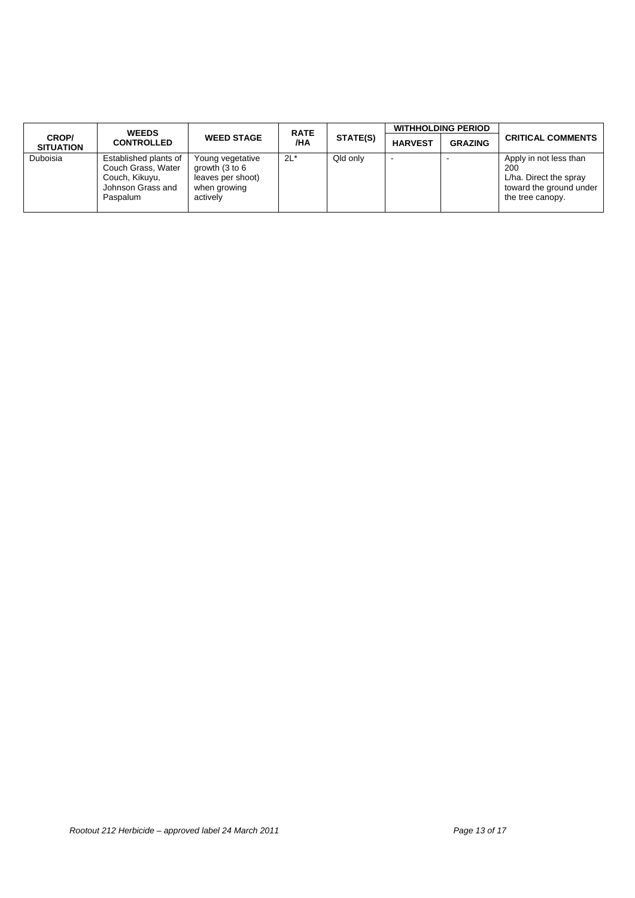| CROP/ SITUATION | WEEDS CONTROLLED | WEED STAGE | RATE /HA | STATE(S) | WITHHOLDING PERIOD | | CRITICAL COMMENTS |
|---|---|---|---|---|---|---|---|
| | | | | | HARVEST | GRAZING | |
| Duboisia | Established plants of Couch Grass, Water Couch, Kikuyu, Johnson Grass and Paspalum | Young vegetative growth (3 to 6 leaves per shoot) when growing actively | 2L* | Qld only | - | - | Apply in not less than 200 L/ha. Direct the spray toward the ground under the tree canopy. |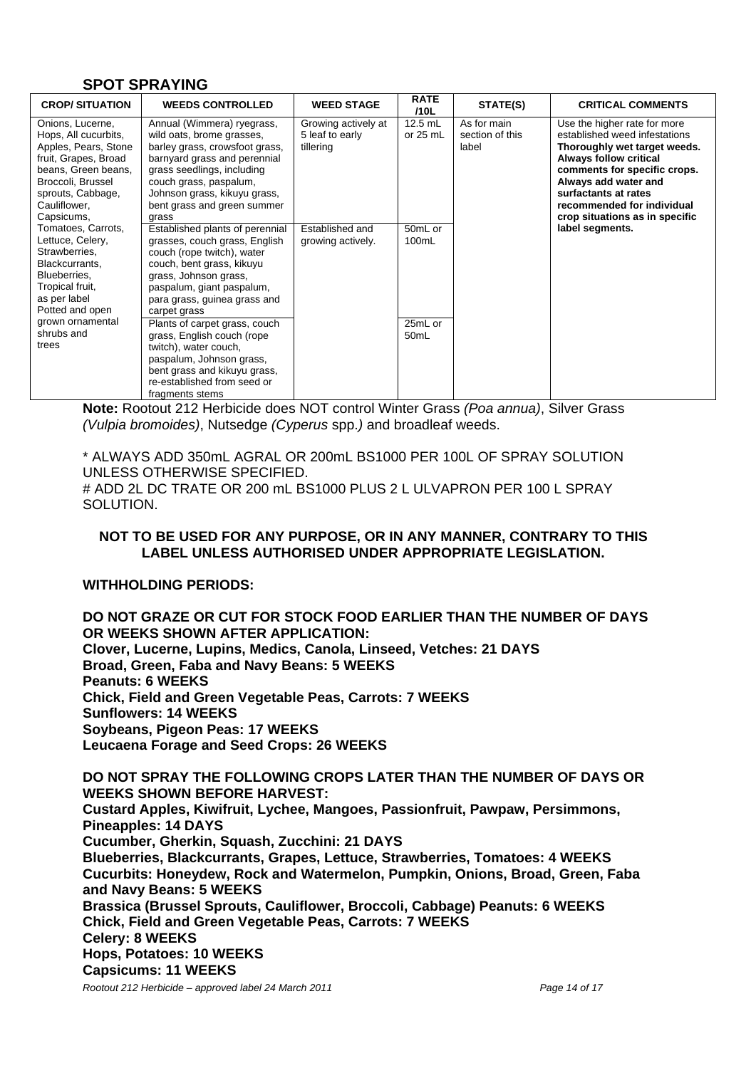## SPOT SPRAYING

| CROP/ SITUATION | WEEDS CONTROLLED | WEED STAGE | RATE /10L | STATE(S) | CRITICAL COMMENTS |
|---|---|---|---|---|---|
| Onions, Lucerne, Hops, All cucurbits, Apples, Pears, Stone fruit, Grapes, Broad beans, Green beans, Broccoli, Brussel sprouts, Cabbage, Cauliflower, Capsicums, Tomatoes, Carrots, Lettuce, Celery, Strawberries, Blackcurrants, Blueberries, Tropical fruit, as per label Potted and open grown ornamental shrubs and trees | Annual (Wimmera) ryegrass, wild oats, brome grasses, barley grass, crowsfoot grass, barnyard grass and perennial grass seedlings, including couch grass, paspalum, Johnson grass, kikuyu grass, bent grass and green summer grass | Growing actively at 5 leaf to early tillering | 12.5 mL or 25 mL | As for main section of this label | Use the higher rate for more established weed infestations **Thoroughly wet target weeds. Always follow critical comments for specific crops. Always add water and surfactants at rates recommended for individual crop situations as in specific label segments.** |
| | Established plants of perennial grasses, couch grass, English couch (rope twitch), water couch, bent grass, kikuyu grass, Johnson grass, paspalum, giant paspalum, para grass, guinea grass and carpet grass | Established and growing actively. | 50mL or 100mL | | |
| | Plants of carpet grass, couch grass, English couch (rope twitch), water couch, paspalum, Johnson grass, bent grass and kikuyu grass, re-established from seed or fragments stems | | 25mL or 50mL | | |

**Note:** Rootout 212 Herbicide does NOT control Winter Grass *(Poa annua)*, Silver Grass *(Vulpia bromoides)*, Nutsedge *(Cyperus* spp.*)* and broadleaf weeds.

* ALWAYS ADD 350mL AGRAL OR 200mL BS1000 PER 100L OF SPRAY SOLUTION UNLESS OTHERWISE SPECIFIED.
# ADD 2L DC TRATE OR 200 mL BS1000 PLUS 2 L ULVAPRON PER 100 L SPRAY SOLUTION.

**NOT TO BE USED FOR ANY PURPOSE, OR IN ANY MANNER, CONTRARY TO THIS LABEL UNLESS AUTHORISED UNDER APPROPRIATE LEGISLATION.**

**WITHHOLDING PERIODS:**

**DO NOT GRAZE OR CUT FOR STOCK FOOD EARLIER THAN THE NUMBER OF DAYS OR WEEKS SHOWN AFTER APPLICATION:**
**Clover, Lucerne, Lupins, Medics, Canola, Linseed, Vetches: 21 DAYS**
**Broad, Green, Faba and Navy Beans: 5 WEEKS**
**Peanuts: 6 WEEKS**
**Chick, Field and Green Vegetable Peas, Carrots: 7 WEEKS**
**Sunflowers: 14 WEEKS**
**Soybeans, Pigeon Peas: 17 WEEKS**
**Leucaena Forage and Seed Crops: 26 WEEKS**

**DO NOT SPRAY THE FOLLOWING CROPS LATER THAN THE NUMBER OF DAYS OR WEEKS SHOWN BEFORE HARVEST:**
**Custard Apples, Kiwifruit, Lychee, Mangoes, Passionfruit, Pawpaw, Persimmons, Pineapples: 14 DAYS**
**Cucumber, Gherkin, Squash, Zucchini: 21 DAYS**
**Blueberries, Blackcurrants, Grapes, Lettuce, Strawberries, Tomatoes: 4 WEEKS**
**Cucurbits: Honeydew, Rock and Watermelon, Pumpkin, Onions, Broad, Green, Faba and Navy Beans: 5 WEEKS**
**Brassica (Brussel Sprouts, Cauliflower, Broccoli, Cabbage) Peanuts: 6 WEEKS**
**Chick, Field and Green Vegetable Peas, Carrots: 7 WEEKS**
**Celery: 8 WEEKS**
**Hops, Potatoes: 10 WEEKS**
**Capsicums: 11 WEEKS**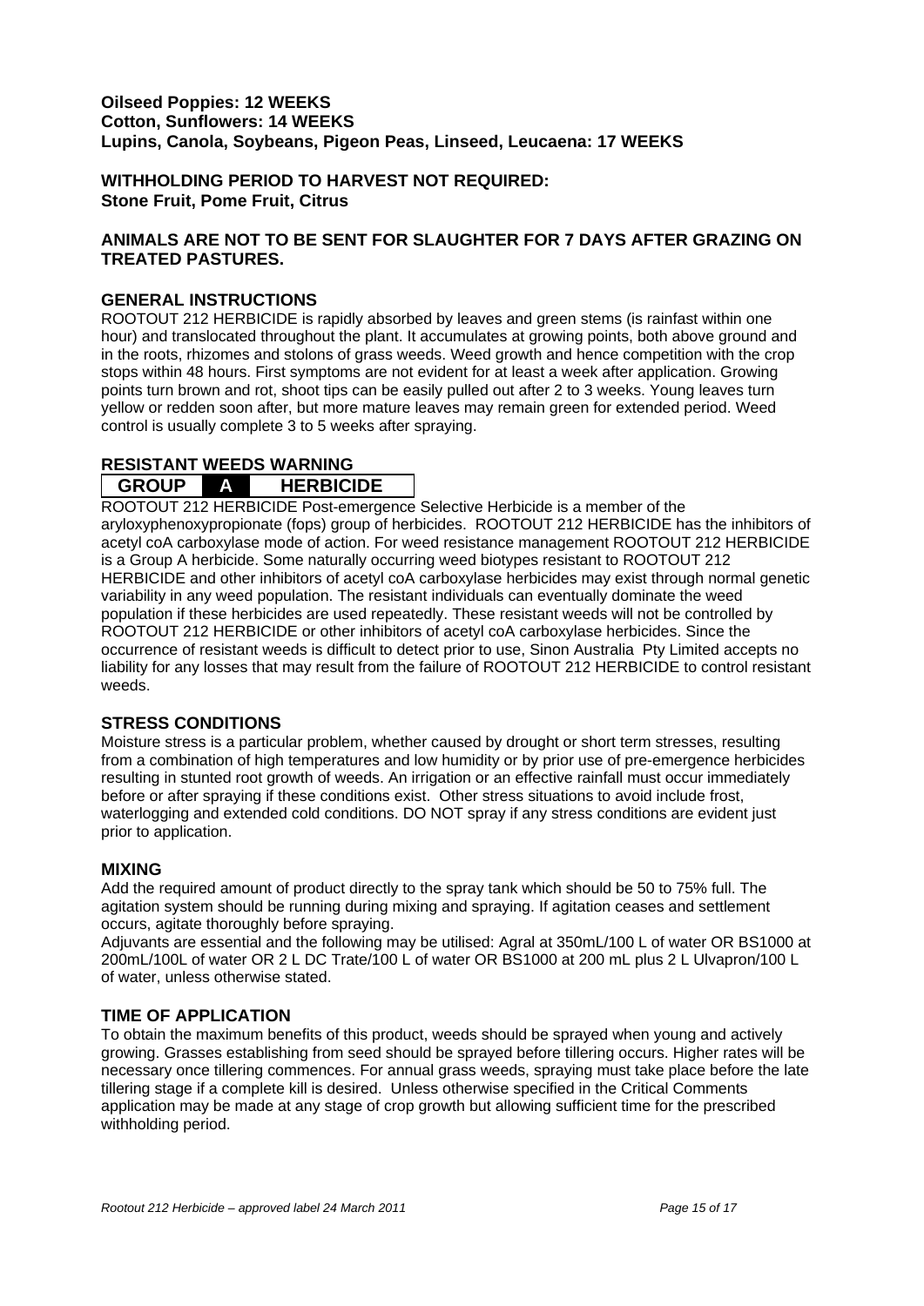**Oilseed Poppies: 12 WEEKS**
**Cotton, Sunflowers: 14 WEEKS**
**Lupins, Canola, Soybeans, Pigeon Peas, Linseed, Leucaena: 17 WEEKS**

**WITHHOLDING PERIOD TO HARVEST NOT REQUIRED:**
**Stone Fruit, Pome Fruit, Citrus**

**ANIMALS ARE NOT TO BE SENT FOR SLAUGHTER FOR 7 DAYS AFTER GRAZING ON TREATED PASTURES.**

## GENERAL INSTRUCTIONS

ROOTOUT 212 HERBICIDE is rapidly absorbed by leaves and green stems (is rainfast within one hour) and translocated throughout the plant. It accumulates at growing points, both above ground and in the roots, rhizomes and stolons of grass weeds. Weed growth and hence competition with the crop stops within 48 hours. First symptoms are not evident for at least a week after application. Growing points turn brown and rot, shoot tips can be easily pulled out after 2 to 3 weeks. Young leaves turn yellow or redden soon after, but more mature leaves may remain green for extended period. Weed control is usually complete 3 to 5 weeks after spraying.

## RESISTANT WEEDS WARNING

**GROUP A HERBICIDE**

ROOTOUT 212 HERBICIDE Post-emergence Selective Herbicide is a member of the aryloxyphenoxypropionate (fops) group of herbicides. ROOTOUT 212 HERBICIDE has the inhibitors of acetyl coA carboxylase mode of action. For weed resistance management ROOTOUT 212 HERBICIDE is a Group A herbicide. Some naturally occurring weed biotypes resistant to ROOTOUT 212 HERBICIDE and other inhibitors of acetyl coA carboxylase herbicides may exist through normal genetic variability in any weed population. The resistant individuals can eventually dominate the weed population if these herbicides are used repeatedly. These resistant weeds will not be controlled by ROOTOUT 212 HERBICIDE or other inhibitors of acetyl coA carboxylase herbicides. Since the occurrence of resistant weeds is difficult to detect prior to use, Sinon Australia Pty Limited accepts no liability for any losses that may result from the failure of ROOTOUT 212 HERBICIDE to control resistant weeds.

## STRESS CONDITIONS

Moisture stress is a particular problem, whether caused by drought or short term stresses, resulting from a combination of high temperatures and low humidity or by prior use of pre-emergence herbicides resulting in stunted root growth of weeds. An irrigation or an effective rainfall must occur immediately before or after spraying if these conditions exist. Other stress situations to avoid include frost, waterlogging and extended cold conditions. DO NOT spray if any stress conditions are evident just prior to application.

## MIXING

Add the required amount of product directly to the spray tank which should be 50 to 75% full. The agitation system should be running during mixing and spraying. If agitation ceases and settlement occurs, agitate thoroughly before spraying.

Adjuvants are essential and the following may be utilised: Agral at 350mL/100 L of water OR BS1000 at 200mL/100L of water OR 2 L DC Trate/100 L of water OR BS1000 at 200 mL plus 2 L Ulvapron/100 L of water, unless otherwise stated.

## TIME OF APPLICATION

To obtain the maximum benefits of this product, weeds should be sprayed when young and actively growing. Grasses establishing from seed should be sprayed before tillering occurs. Higher rates will be necessary once tillering commences. For annual grass weeds, spraying must take place before the late tillering stage if a complete kill is desired. Unless otherwise specified in the Critical Comments application may be made at any stage of crop growth but allowing sufficient time for the prescribed withholding period.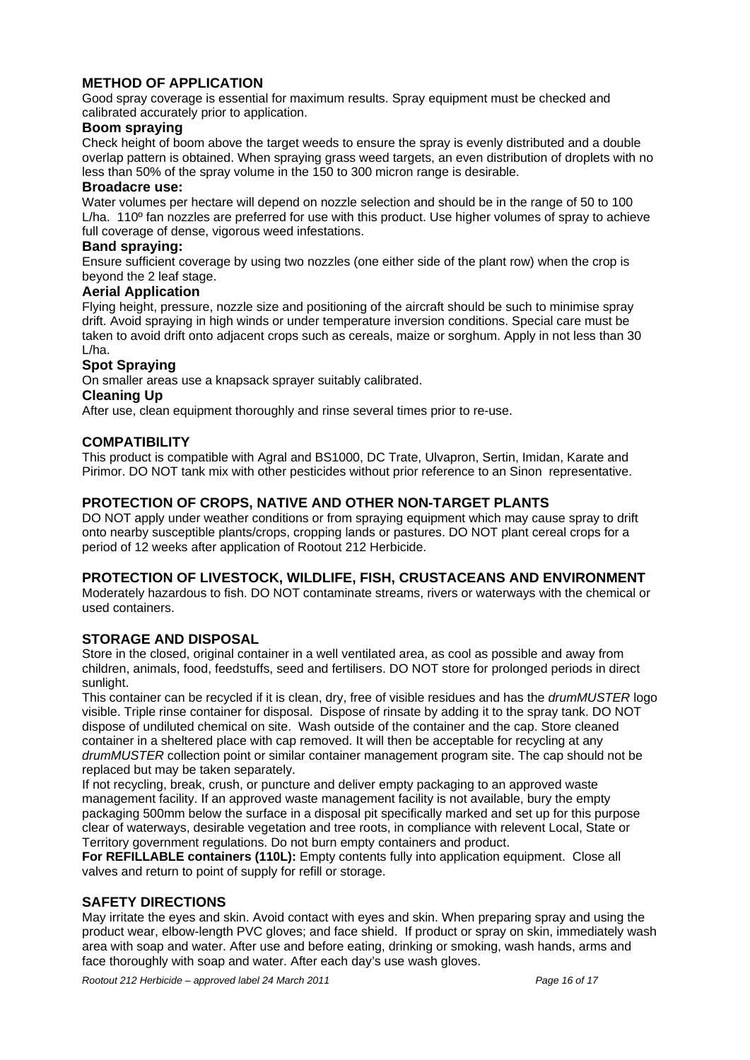## METHOD OF APPLICATION

Good spray coverage is essential for maximum results. Spray equipment must be checked and calibrated accurately prior to application.

### Boom spraying

Check height of boom above the target weeds to ensure the spray is evenly distributed and a double overlap pattern is obtained. When spraying grass weed targets, an even distribution of droplets with no less than 50% of the spray volume in the 150 to 300 micron range is desirable.

### Broadacre use:

Water volumes per hectare will depend on nozzle selection and should be in the range of 50 to 100 L/ha. 110º fan nozzles are preferred for use with this product. Use higher volumes of spray to achieve full coverage of dense, vigorous weed infestations.

### Band spraying:

Ensure sufficient coverage by using two nozzles (one either side of the plant row) when the crop is beyond the 2 leaf stage.

### Aerial Application

Flying height, pressure, nozzle size and positioning of the aircraft should be such to minimise spray drift. Avoid spraying in high winds or under temperature inversion conditions. Special care must be taken to avoid drift onto adjacent crops such as cereals, maize or sorghum. Apply in not less than 30 L/ha.

### Spot Spraying

On smaller areas use a knapsack sprayer suitably calibrated.

### Cleaning Up

After use, clean equipment thoroughly and rinse several times prior to re-use.

## COMPATIBILITY

This product is compatible with Agral and BS1000, DC Trate, Ulvapron, Sertin, Imidan, Karate and Pirimor. DO NOT tank mix with other pesticides without prior reference to an Sinon representative.

## PROTECTION OF CROPS, NATIVE AND OTHER NON-TARGET PLANTS

DO NOT apply under weather conditions or from spraying equipment which may cause spray to drift onto nearby susceptible plants/crops, cropping lands or pastures. DO NOT plant cereal crops for a period of 12 weeks after application of Rootout 212 Herbicide.

## PROTECTION OF LIVESTOCK, WILDLIFE, FISH, CRUSTACEANS AND ENVIRONMENT

Moderately hazardous to fish. DO NOT contaminate streams, rivers or waterways with the chemical or used containers.

## STORAGE AND DISPOSAL

Store in the closed, original container in a well ventilated area, as cool as possible and away from children, animals, food, feedstuffs, seed and fertilisers. DO NOT store for prolonged periods in direct sunlight.

This container can be recycled if it is clean, dry, free of visible residues and has the *drumMUSTER* logo visible. Triple rinse container for disposal. Dispose of rinsate by adding it to the spray tank. DO NOT dispose of undiluted chemical on site. Wash outside of the container and the cap. Store cleaned container in a sheltered place with cap removed. It will then be acceptable for recycling at any *drumMUSTER* collection point or similar container management program site. The cap should not be replaced but may be taken separately.

If not recycling, break, crush, or puncture and deliver empty packaging to an approved waste management facility. If an approved waste management facility is not available, bury the empty packaging 500mm below the surface in a disposal pit specifically marked and set up for this purpose clear of waterways, desirable vegetation and tree roots, in compliance with relevent Local, State or Territory government regulations. Do not burn empty containers and product.

**For REFILLABLE containers (110L):** Empty contents fully into application equipment. Close all valves and return to point of supply for refill or storage.

## SAFETY DIRECTIONS

May irritate the eyes and skin. Avoid contact with eyes and skin. When preparing spray and using the product wear, elbow-length PVC gloves; and face shield. If product or spray on skin, immediately wash area with soap and water. After use and before eating, drinking or smoking, wash hands, arms and face thoroughly with soap and water. After each day's use wash gloves.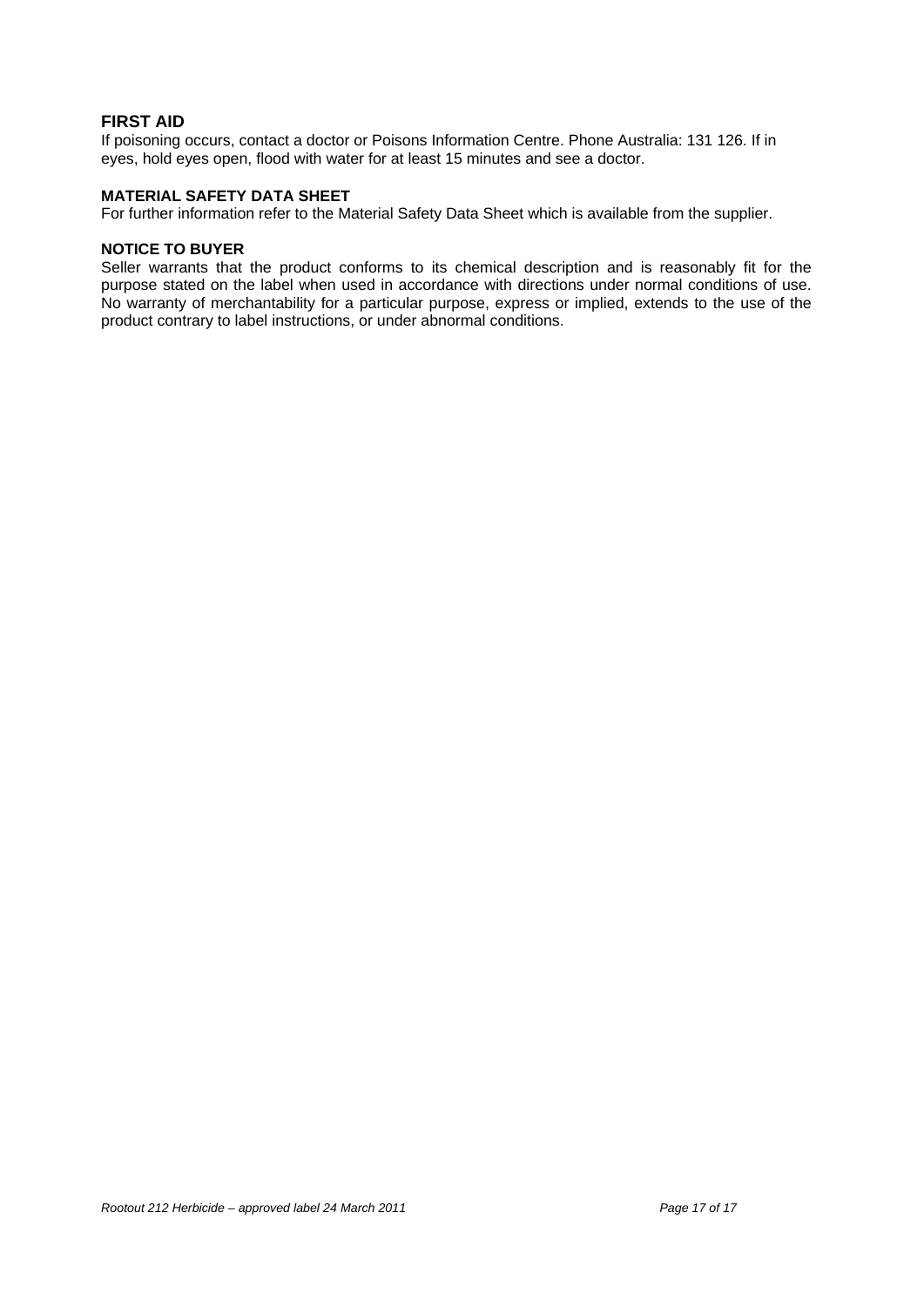## FIRST AID

If poisoning occurs, contact a doctor or Poisons Information Centre. Phone Australia: 131 126. If in eyes, hold eyes open, flood with water for at least 15 minutes and see a doctor.

### MATERIAL SAFETY DATA SHEET

For further information refer to the Material Safety Data Sheet which is available from the supplier.

### NOTICE TO BUYER

Seller warrants that the product conforms to its chemical description and is reasonably fit for the purpose stated on the label when used in accordance with directions under normal conditions of use. No warranty of merchantability for a particular purpose, express or implied, extends to the use of the product contrary to label instructions, or under abnormal conditions.